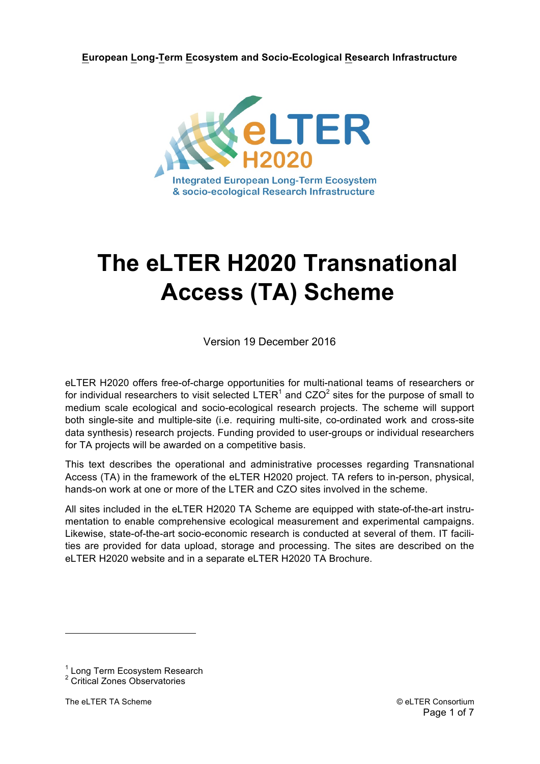**European Long-Term Ecosystem and Socio-Ecological Research Infrastructure**

eLTER H2020

Integrated European Long-Term Ecosystem & socio-ecological Research Infrastructure

# The eLTER H2020 Transnational Access (TA) Scheme

Version 19 December 2016

eLTER H2020 offers free-of-charge opportunities for multi-national teams of researchers or for individual researchers to visit selected LTER[1] and CZO[2] sites for the purpose of small to medium scale ecological and socio-ecological research projects. The scheme will support both single-site and multiple-site (i.e. requiring multi-site, co-ordinated work and cross-site data synthesis) research projects. Funding provided to user-groups or individual researchers for TA projects will be awarded on a competitive basis.

This text describes the operational and administrative processes regarding Transnational Access (TA) in the framework of the eLTER H2020 project. TA refers to in-person, physical, hands-on work at one or more of the LTER and CZO sites involved in the scheme.

All sites included in the eLTER H2020 TA Scheme are equipped with state-of-the-art instrumentation to enable comprehensive ecological measurement and experimental campaigns. Likewise, state-of-the-art socio-economic research is conducted at several of them. IT facilities are provided for data upload, storage and processing. The sites are described on the eLTER H2020 website and in a separate eLTER H2020 TA Brochure.

---

[1] Long Term Ecosystem Research
[2] Critical Zones Observatories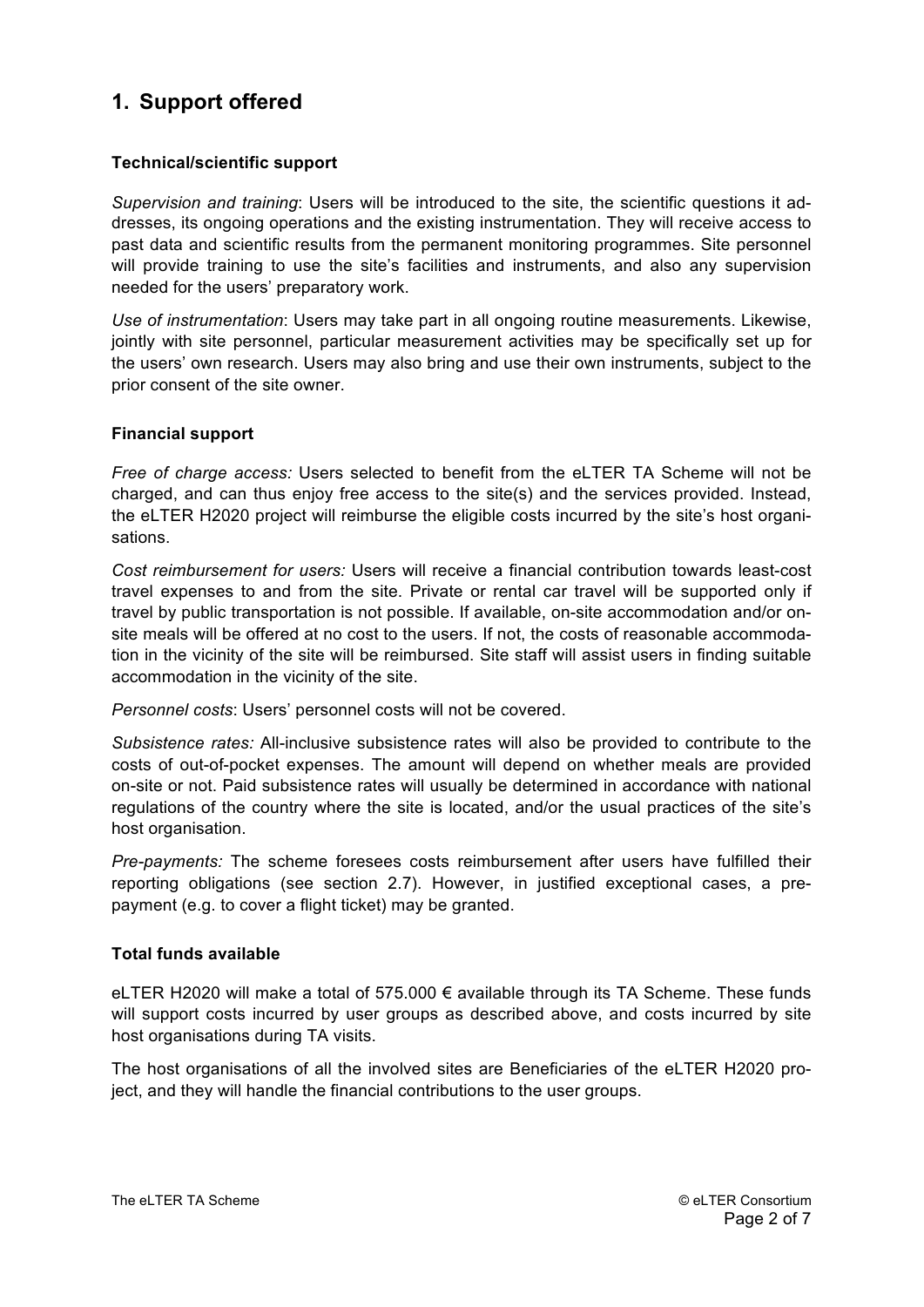## 1. Support offered

### Technical/scientific support

*Supervision and training*: Users will be introduced to the site, the scientific questions it addresses, its ongoing operations and the existing instrumentation. They will receive access to past data and scientific results from the permanent monitoring programmes. Site personnel will provide training to use the site's facilities and instruments, and also any supervision needed for the users' preparatory work.

*Use of instrumentation*: Users may take part in all ongoing routine measurements. Likewise, jointly with site personnel, particular measurement activities may be specifically set up for the users' own research. Users may also bring and use their own instruments, subject to the prior consent of the site owner.

### Financial support

*Free of charge access:* Users selected to benefit from the eLTER TA Scheme will not be charged, and can thus enjoy free access to the site(s) and the services provided. Instead, the eLTER H2020 project will reimburse the eligible costs incurred by the site's host organisations.

*Cost reimbursement for users:* Users will receive a financial contribution towards least-cost travel expenses to and from the site. Private or rental car travel will be supported only if travel by public transportation is not possible. If available, on-site accommodation and/or on-site meals will be offered at no cost to the users. If not, the costs of reasonable accommodation in the vicinity of the site will be reimbursed. Site staff will assist users in finding suitable accommodation in the vicinity of the site.

*Personnel costs*: Users' personnel costs will not be covered.

*Subsistence rates:* All-inclusive subsistence rates will also be provided to contribute to the costs of out-of-pocket expenses. The amount will depend on whether meals are provided on-site or not. Paid subsistence rates will usually be determined in accordance with national regulations of the country where the site is located, and/or the usual practices of the site's host organisation.

*Pre-payments:* The scheme foresees costs reimbursement after users have fulfilled their reporting obligations (see section 2.7). However, in justified exceptional cases, a pre-payment (e.g. to cover a flight ticket) may be granted.

### Total funds available

eLTER H2020 will make a total of 575.000 € available through its TA Scheme. These funds will support costs incurred by user groups as described above, and costs incurred by site host organisations during TA visits.

The host organisations of all the involved sites are Beneficiaries of the eLTER H2020 project, and they will handle the financial contributions to the user groups.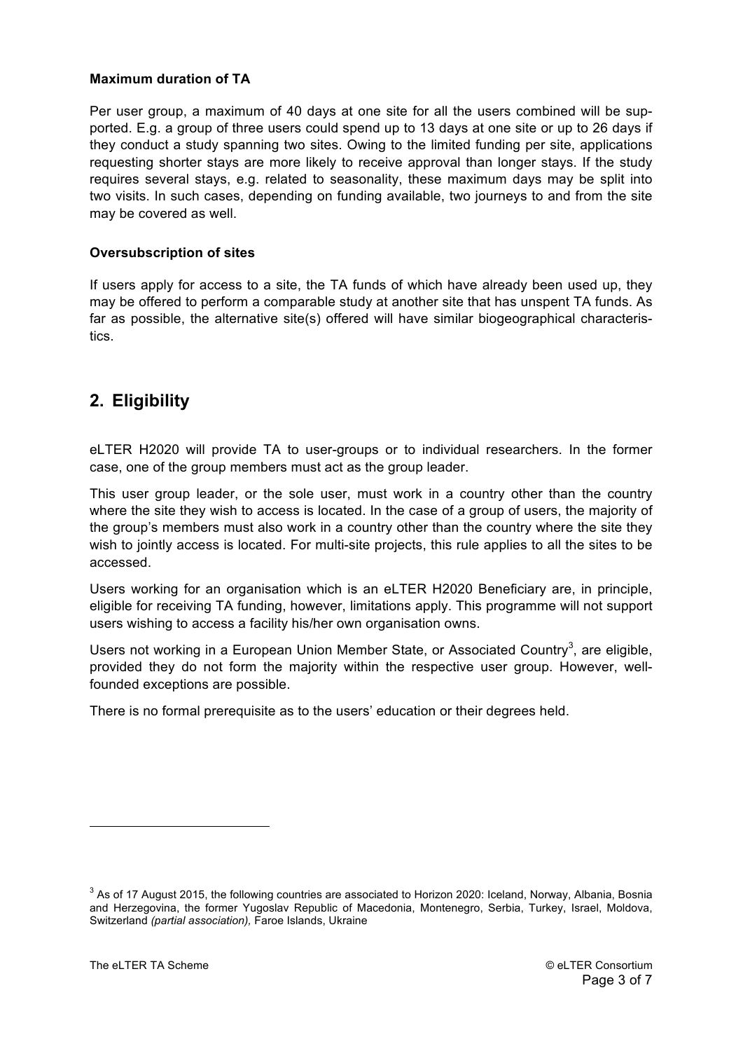**Maximum duration of TA**

Per user group, a maximum of 40 days at one site for all the users combined will be supported. E.g. a group of three users could spend up to 13 days at one site or up to 26 days if they conduct a study spanning two sites. Owing to the limited funding per site, applications requesting shorter stays are more likely to receive approval than longer stays. If the study requires several stays, e.g. related to seasonality, these maximum days may be split into two visits. In such cases, depending on funding available, two journeys to and from the site may be covered as well.

**Oversubscription of sites**

If users apply for access to a site, the TA funds of which have already been used up, they may be offered to perform a comparable study at another site that has unspent TA funds. As far as possible, the alternative site(s) offered will have similar biogeographical characteristics.

## 2. Eligibility

eLTER H2020 will provide TA to user-groups or to individual researchers. In the former case, one of the group members must act as the group leader.

This user group leader, or the sole user, must work in a country other than the country where the site they wish to access is located. In the case of a group of users, the majority of the group's members must also work in a country other than the country where the site they wish to jointly access is located. For multi-site projects, this rule applies to all the sites to be accessed.

Users working for an organisation which is an eLTER H2020 Beneficiary are, in principle, eligible for receiving TA funding, however, limitations apply. This programme will not support users wishing to access a facility his/her own organisation owns.

Users not working in a European Union Member State, or Associated Country[3], are eligible, provided they do not form the majority within the respective user group. However, well-founded exceptions are possible.

There is no formal prerequisite as to the users' education or their degrees held.

---

[3] As of 17 August 2015, the following countries are associated to Horizon 2020: Iceland, Norway, Albania, Bosnia and Herzegovina, the former Yugoslav Republic of Macedonia, Montenegro, Serbia, Turkey, Israel, Moldova, Switzerland *(partial association)*, Faroe Islands, Ukraine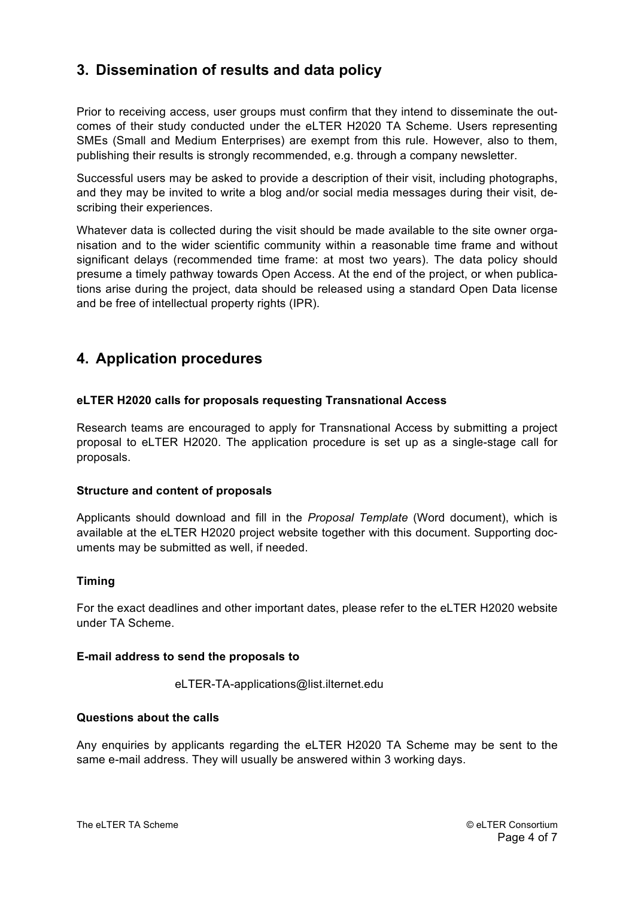## 3. Dissemination of results and data policy

Prior to receiving access, user groups must confirm that they intend to disseminate the outcomes of their study conducted under the eLTER H2020 TA Scheme. Users representing SMEs (Small and Medium Enterprises) are exempt from this rule. However, also to them, publishing their results is strongly recommended, e.g. through a company newsletter.

Successful users may be asked to provide a description of their visit, including photographs, and they may be invited to write a blog and/or social media messages during their visit, describing their experiences.

Whatever data is collected during the visit should be made available to the site owner organisation and to the wider scientific community within a reasonable time frame and without significant delays (recommended time frame: at most two years). The data policy should presume a timely pathway towards Open Access. At the end of the project, or when publications arise during the project, data should be released using a standard Open Data license and be free of intellectual property rights (IPR).

## 4. Application procedures

**eLTER H2020 calls for proposals requesting Transnational Access**

Research teams are encouraged to apply for Transnational Access by submitting a project proposal to eLTER H2020. The application procedure is set up as a single-stage call for proposals.

**Structure and content of proposals**

Applicants should download and fill in the *Proposal Template* (Word document), which is available at the eLTER H2020 project website together with this document. Supporting documents may be submitted as well, if needed.

**Timing**

For the exact deadlines and other important dates, please refer to the eLTER H2020 website under TA Scheme.

**E-mail address to send the proposals to**

eLTER-TA-applications@list.ilternet.edu

**Questions about the calls**

Any enquiries by applicants regarding the eLTER H2020 TA Scheme may be sent to the same e-mail address. They will usually be answered within 3 working days.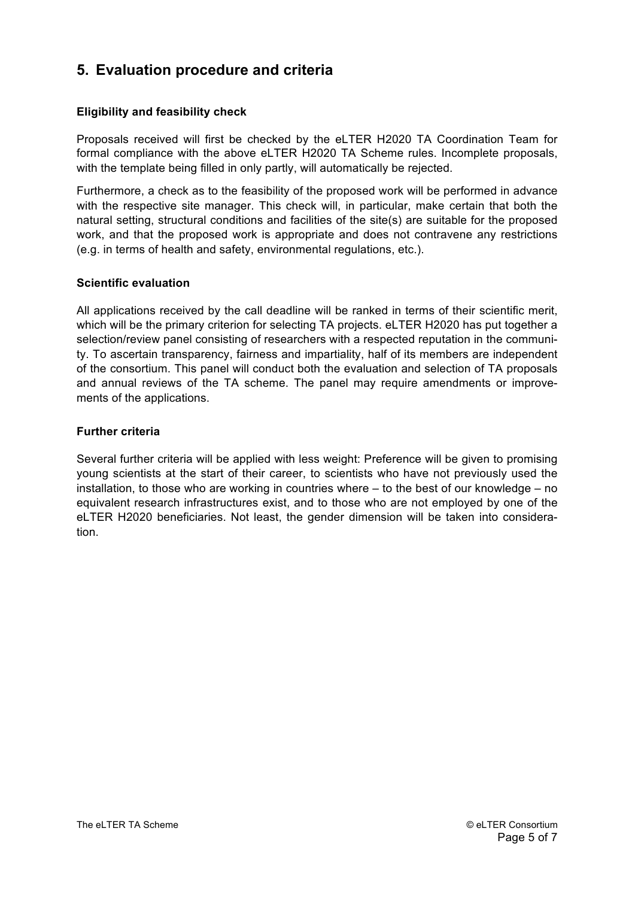## 5. Evaluation procedure and criteria

### Eligibility and feasibility check

Proposals received will first be checked by the eLTER H2020 TA Coordination Team for formal compliance with the above eLTER H2020 TA Scheme rules. Incomplete proposals, with the template being filled in only partly, will automatically be rejected.

Furthermore, a check as to the feasibility of the proposed work will be performed in advance with the respective site manager. This check will, in particular, make certain that both the natural setting, structural conditions and facilities of the site(s) are suitable for the proposed work, and that the proposed work is appropriate and does not contravene any restrictions (e.g. in terms of health and safety, environmental regulations, etc.).

### Scientific evaluation

All applications received by the call deadline will be ranked in terms of their scientific merit, which will be the primary criterion for selecting TA projects. eLTER H2020 has put together a selection/review panel consisting of researchers with a respected reputation in the community. To ascertain transparency, fairness and impartiality, half of its members are independent of the consortium. This panel will conduct both the evaluation and selection of TA proposals and annual reviews of the TA scheme. The panel may require amendments or improvements of the applications.

### Further criteria

Several further criteria will be applied with less weight: Preference will be given to promising young scientists at the start of their career, to scientists who have not previously used the installation, to those who are working in countries where – to the best of our knowledge – no equivalent research infrastructures exist, and to those who are not employed by one of the eLTER H2020 beneficiaries. Not least, the gender dimension will be taken into consideration.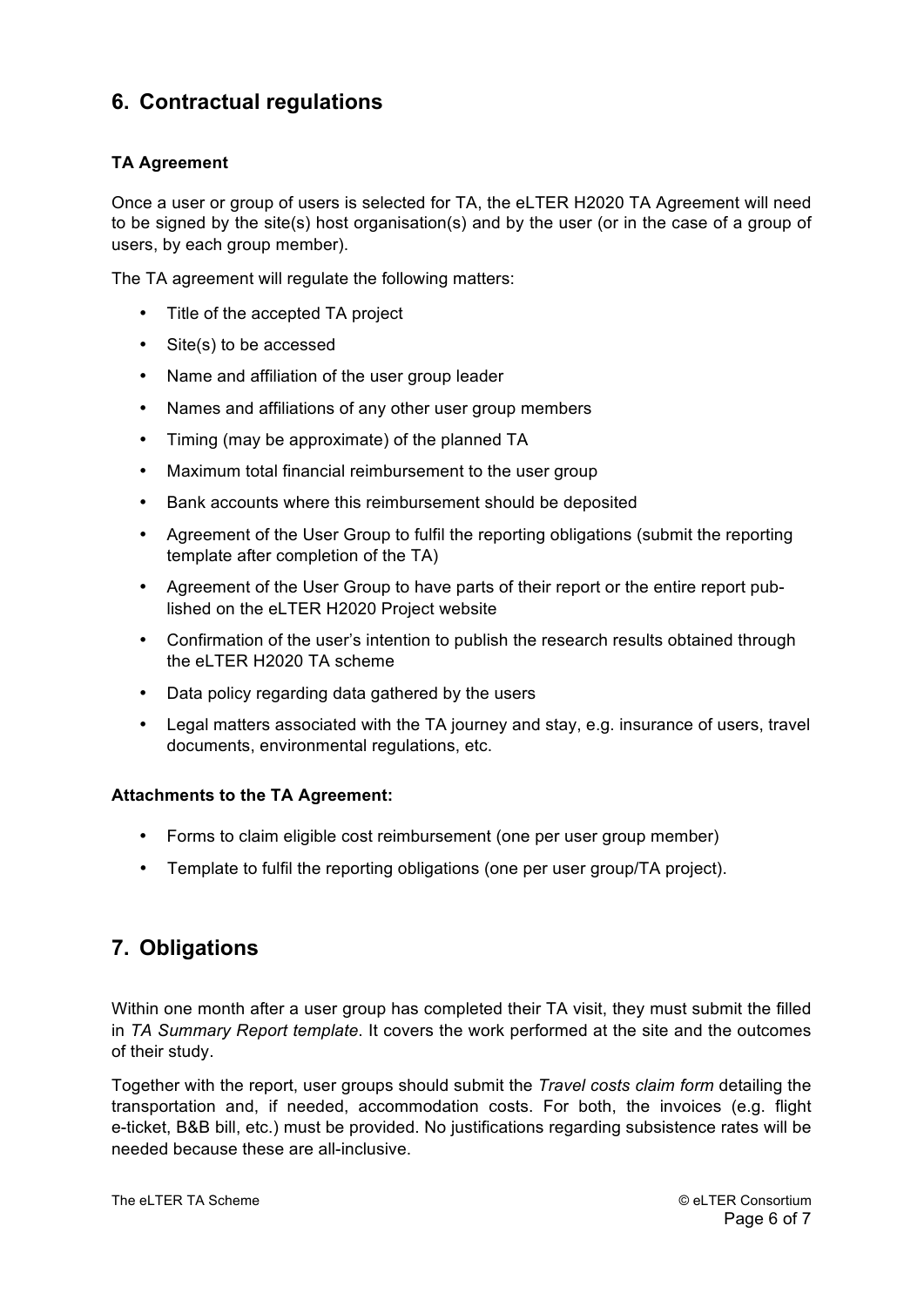## 6. Contractual regulations

**TA Agreement**

Once a user or group of users is selected for TA, the eLTER H2020 TA Agreement will need to be signed by the site(s) host organisation(s) and by the user (or in the case of a group of users, by each group member).

The TA agreement will regulate the following matters:

- Title of the accepted TA project
- Site(s) to be accessed
- Name and affiliation of the user group leader
- Names and affiliations of any other user group members
- Timing (may be approximate) of the planned TA
- Maximum total financial reimbursement to the user group
- Bank accounts where this reimbursement should be deposited
- Agreement of the User Group to fulfil the reporting obligations (submit the reporting template after completion of the TA)
- Agreement of the User Group to have parts of their report or the entire report published on the eLTER H2020 Project website
- Confirmation of the user's intention to publish the research results obtained through the eLTER H2020 TA scheme
- Data policy regarding data gathered by the users
- Legal matters associated with the TA journey and stay, e.g. insurance of users, travel documents, environmental regulations, etc.

**Attachments to the TA Agreement:**

- Forms to claim eligible cost reimbursement (one per user group member)
- Template to fulfil the reporting obligations (one per user group/TA project).

## 7. Obligations

Within one month after a user group has completed their TA visit, they must submit the filled in *TA Summary Report template*. It covers the work performed at the site and the outcomes of their study.

Together with the report, user groups should submit the *Travel costs claim form* detailing the transportation and, if needed, accommodation costs. For both, the invoices (e.g. flight e-ticket, B&B bill, etc.) must be provided. No justifications regarding subsistence rates will be needed because these are all-inclusive.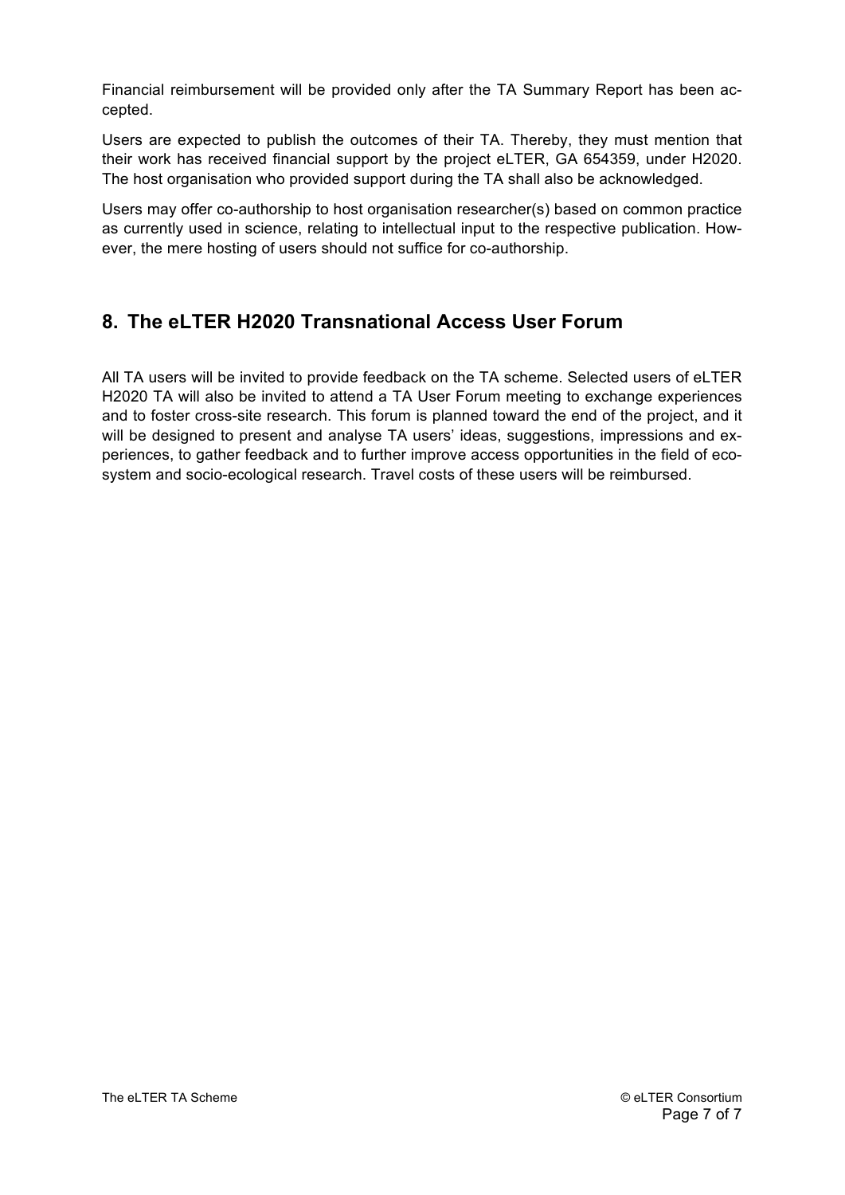Financial reimbursement will be provided only after the TA Summary Report has been accepted.

Users are expected to publish the outcomes of their TA. Thereby, they must mention that their work has received financial support by the project eLTER, GA 654359, under H2020. The host organisation who provided support during the TA shall also be acknowledged.

Users may offer co-authorship to host organisation researcher(s) based on common practice as currently used in science, relating to intellectual input to the respective publication. However, the mere hosting of users should not suffice for co-authorship.

## 8. The eLTER H2020 Transnational Access User Forum

All TA users will be invited to provide feedback on the TA scheme. Selected users of eLTER H2020 TA will also be invited to attend a TA User Forum meeting to exchange experiences and to foster cross-site research. This forum is planned toward the end of the project, and it will be designed to present and analyse TA users' ideas, suggestions, impressions and experiences, to gather feedback and to further improve access opportunities in the field of ecosystem and socio-ecological research. Travel costs of these users will be reimbursed.